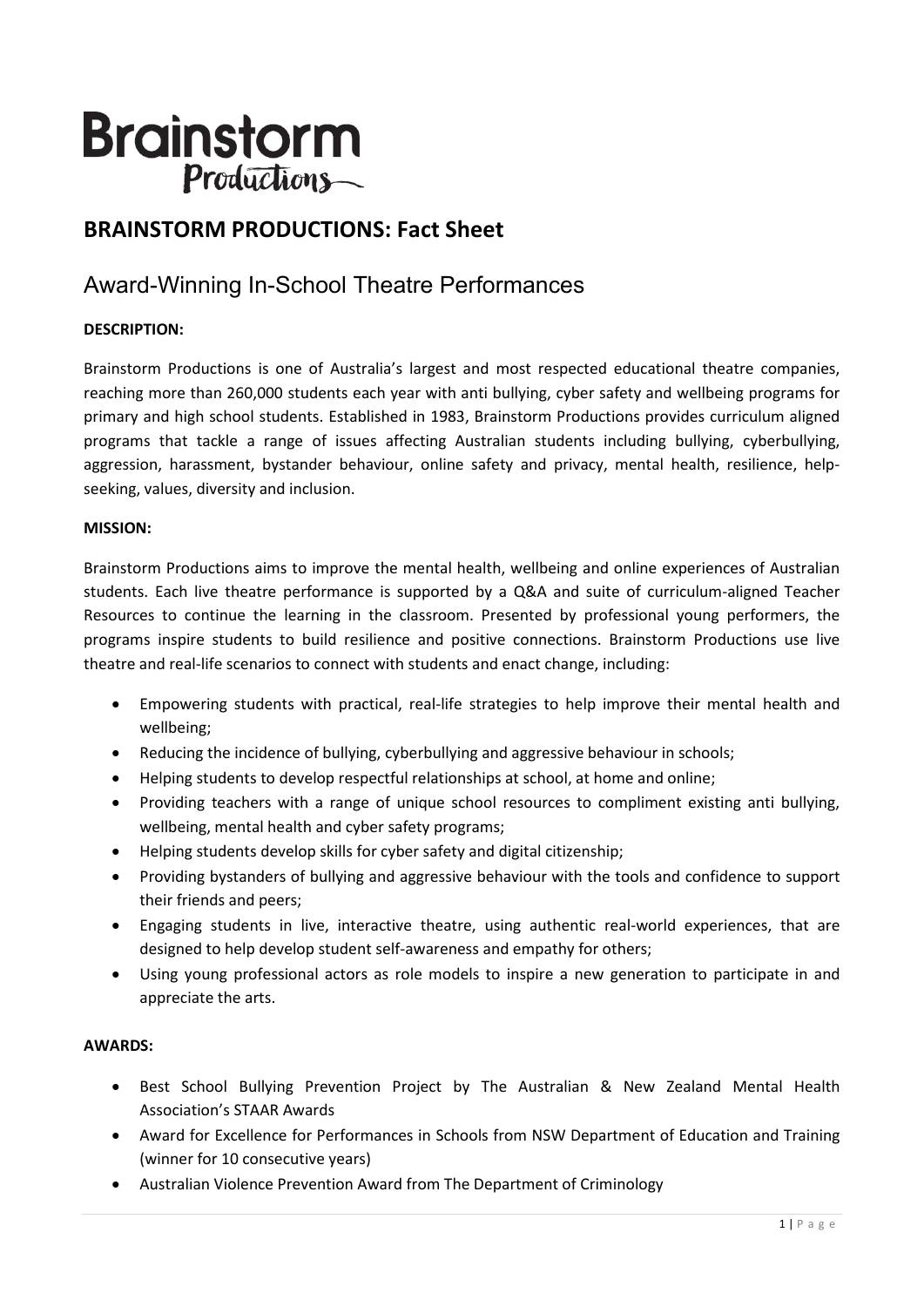# Brainstorm Productions

## BRAINSTORM PRODUCTIONS: Fact Sheet

### Award-Winning In-School Theatre Performances

**DESCRIPTION:**

Brainstorm Productions is one of Australia's largest and most respected educational theatre companies, reaching more than 260,000 students each year with anti bullying, cyber safety and wellbeing programs for primary and high school students. Established in 1983, Brainstorm Productions provides curriculum aligned programs that tackle a range of issues affecting Australian students including bullying, cyberbullying, aggression, harassment, bystander behaviour, online safety and privacy, mental health, resilience, help-seeking, values, diversity and inclusion.

**MISSION:**

Brainstorm Productions aims to improve the mental health, wellbeing and online experiences of Australian students. Each live theatre performance is supported by a Q&A and suite of curriculum-aligned Teacher Resources to continue the learning in the classroom. Presented by professional young performers, the programs inspire students to build resilience and positive connections. Brainstorm Productions use live theatre and real-life scenarios to connect with students and enact change, including:

- Empowering students with practical, real-life strategies to help improve their mental health and wellbeing;
- Reducing the incidence of bullying, cyberbullying and aggressive behaviour in schools;
- Helping students to develop respectful relationships at school, at home and online;
- Providing teachers with a range of unique school resources to compliment existing anti bullying, wellbeing, mental health and cyber safety programs;
- Helping students develop skills for cyber safety and digital citizenship;
- Providing bystanders of bullying and aggressive behaviour with the tools and confidence to support their friends and peers;
- Engaging students in live, interactive theatre, using authentic real-world experiences, that are designed to help develop student self-awareness and empathy for others;
- Using young professional actors as role models to inspire a new generation to participate in and appreciate the arts.

**AWARDS:**

- Best School Bullying Prevention Project by The Australian & New Zealand Mental Health Association's STAAR Awards
- Award for Excellence for Performances in Schools from NSW Department of Education and Training (winner for 10 consecutive years)
- Australian Violence Prevention Award from The Department of Criminology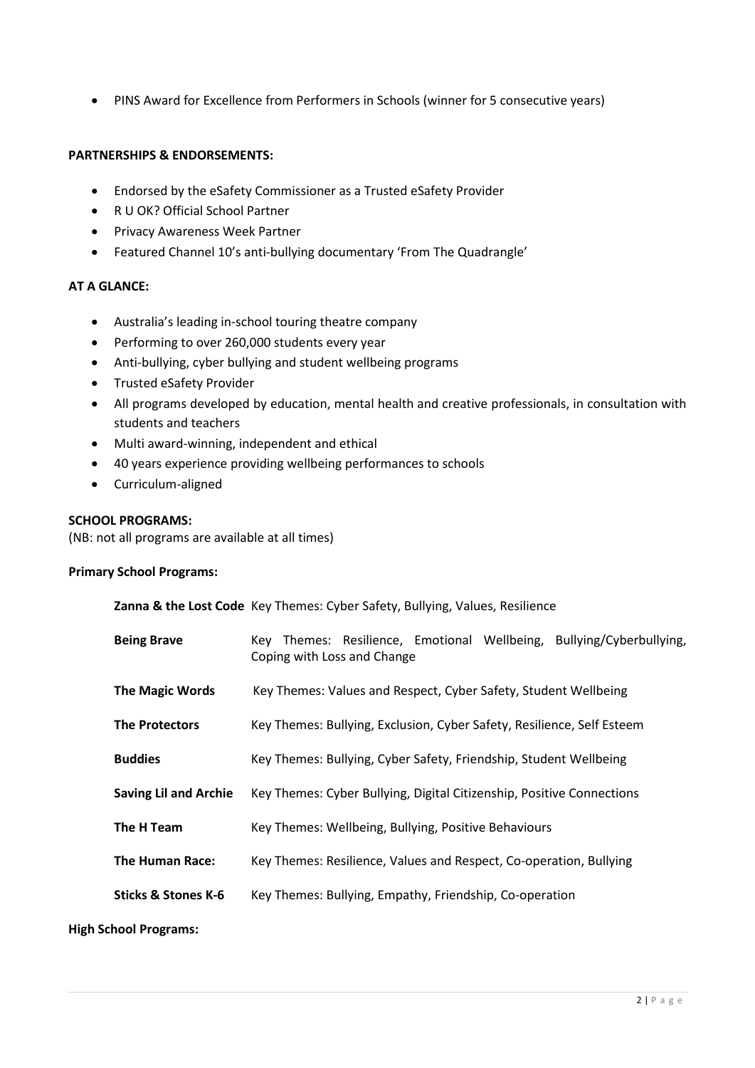- PINS Award for Excellence from Performers in Schools (winner for 5 consecutive years)

**PARTNERSHIPS & ENDORSEMENTS:**

- Endorsed by the eSafety Commissioner as a Trusted eSafety Provider
- R U OK? Official School Partner
- Privacy Awareness Week Partner
- Featured Channel 10's anti-bullying documentary 'From The Quadrangle'

**AT A GLANCE:**

- Australia's leading in-school touring theatre company
- Performing to over 260,000 students every year
- Anti-bullying, cyber bullying and student wellbeing programs
- Trusted eSafety Provider
- All programs developed by education, mental health and creative professionals, in consultation with students and teachers
- Multi award-winning, independent and ethical
- 40 years experience providing wellbeing performances to schools
- Curriculum-aligned

**SCHOOL PROGRAMS:**
(NB: not all programs are available at all times)

**Primary School Programs:**

| | |
|---|---|
| **Zanna & the Lost Code** | Key Themes: Cyber Safety, Bullying, Values, Resilience |
| **Being Brave** | Key Themes: Resilience, Emotional Wellbeing, Bullying/Cyberbullying, Coping with Loss and Change |
| **The Magic Words** | Key Themes: Values and Respect, Cyber Safety, Student Wellbeing |
| **The Protectors** | Key Themes: Bullying, Exclusion, Cyber Safety, Resilience, Self Esteem |
| **Buddies** | Key Themes: Bullying, Cyber Safety, Friendship, Student Wellbeing |
| **Saving Lil and Archie** | Key Themes: Cyber Bullying, Digital Citizenship, Positive Connections |
| **The H Team** | Key Themes: Wellbeing, Bullying, Positive Behaviours |
| **The Human Race:** | Key Themes: Resilience, Values and Respect, Co-operation, Bullying |
| **Sticks & Stones K-6** | Key Themes: Bullying, Empathy, Friendship, Co-operation |

**High School Programs:**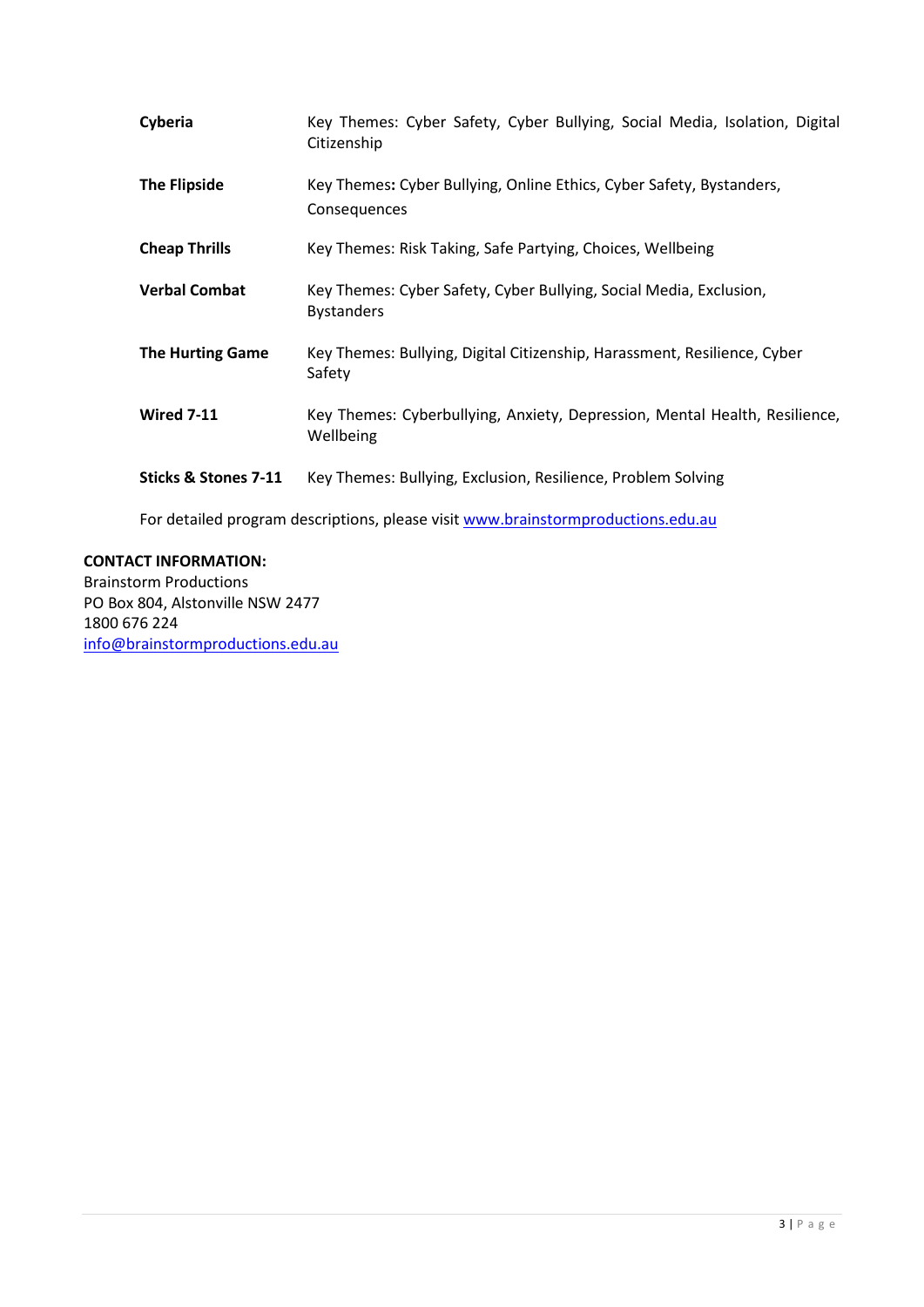| | |
|---|---|
| **Cyberia** | Key Themes: Cyber Safety, Cyber Bullying, Social Media, Isolation, Digital Citizenship |
| **The Flipside** | Key Themes**:** Cyber Bullying, Online Ethics, Cyber Safety, Bystanders, Consequences |
| **Cheap Thrills** | Key Themes: Risk Taking, Safe Partying, Choices, Wellbeing |
| **Verbal Combat** | Key Themes: Cyber Safety, Cyber Bullying, Social Media, Exclusion, Bystanders |
| **The Hurting Game** | Key Themes: Bullying, Digital Citizenship, Harassment, Resilience, Cyber Safety |
| **Wired 7-11** | Key Themes: Cyberbullying, Anxiety, Depression, Mental Health, Resilience, Wellbeing |
| **Sticks & Stones 7-11** | Key Themes: Bullying, Exclusion, Resilience, Problem Solving |

For detailed program descriptions, please visit www.brainstormproductions.edu.au

**CONTACT INFORMATION:**
Brainstorm Productions
PO Box 804, Alstonville NSW 2477
1800 676 224
info@brainstormproductions.edu.au